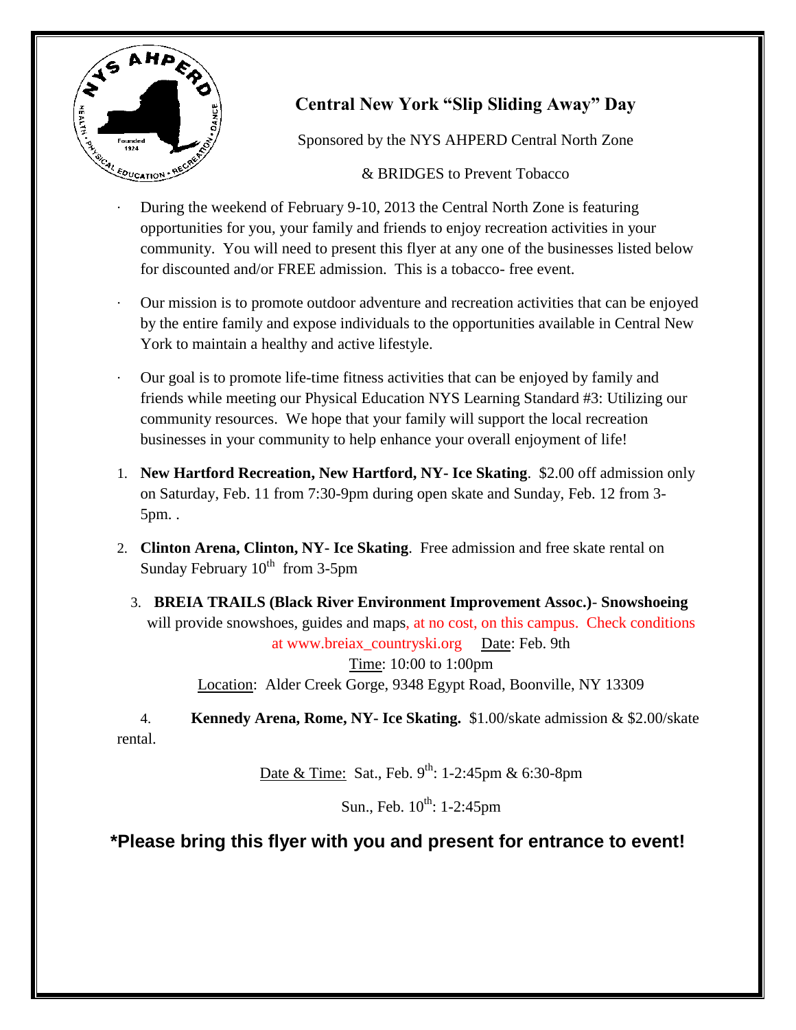# Central New York "Slip Sliding Away" Day

Sponsored by the NYS AHPERD Central North Zone

& BRIDGES to Prevent Tobacco

- During the weekend of February 9-10, 2013 the Central North Zone is featuring opportunities for you, your family and friends to enjoy recreation activities in your community. You will need to present this flyer at any one of the businesses listed below for discounted and/or FREE admission. This is a tobacco- free event.
- Our mission is to promote outdoor adventure and recreation activities that can be enjoyed by the entire family and expose individuals to the opportunities available in Central New York to maintain a healthy and active lifestyle.
- Our goal is to promote life-time fitness activities that can be enjoyed by family and friends while meeting our Physical Education NYS Learning Standard #3: Utilizing our community resources. We hope that your family will support the local recreation businesses in your community to help enhance your overall enjoyment of life!

1. **New Hartford Recreation, New Hartford, NY- Ice Skating**. $2.00 off admission only on Saturday, Feb. 11 from 7:30-9pm during open skate and Sunday, Feb. 12 from 3-5pm. .
2. **Clinton Arena, Clinton, NY- Ice Skating**. Free admission and free skate rental on Sunday February 10th from 3-5pm
3. **BREIA TRAILS (Black River Environment Improvement Assoc.)- Snowshoeing** will provide snowshoes, guides and maps, at no cost, on this campus. Check conditions at www.breiax_countryski.org Date: Feb. 9th

   Time: 10:00 to 1:00pm

   Location: Alder Creek Gorge, 9348 Egypt Road, Boonville, NY 13309
4. **Kennedy Arena, Rome, NY- Ice Skating.** $1.00/skate admission & $2.00/skate rental.

   Date & Time: Sat., Feb. 9th: 1-2:45pm & 6:30-8pm

   Sun., Feb. 10th: 1-2:45pm

**\*Please bring this flyer with you and present for entrance to event!**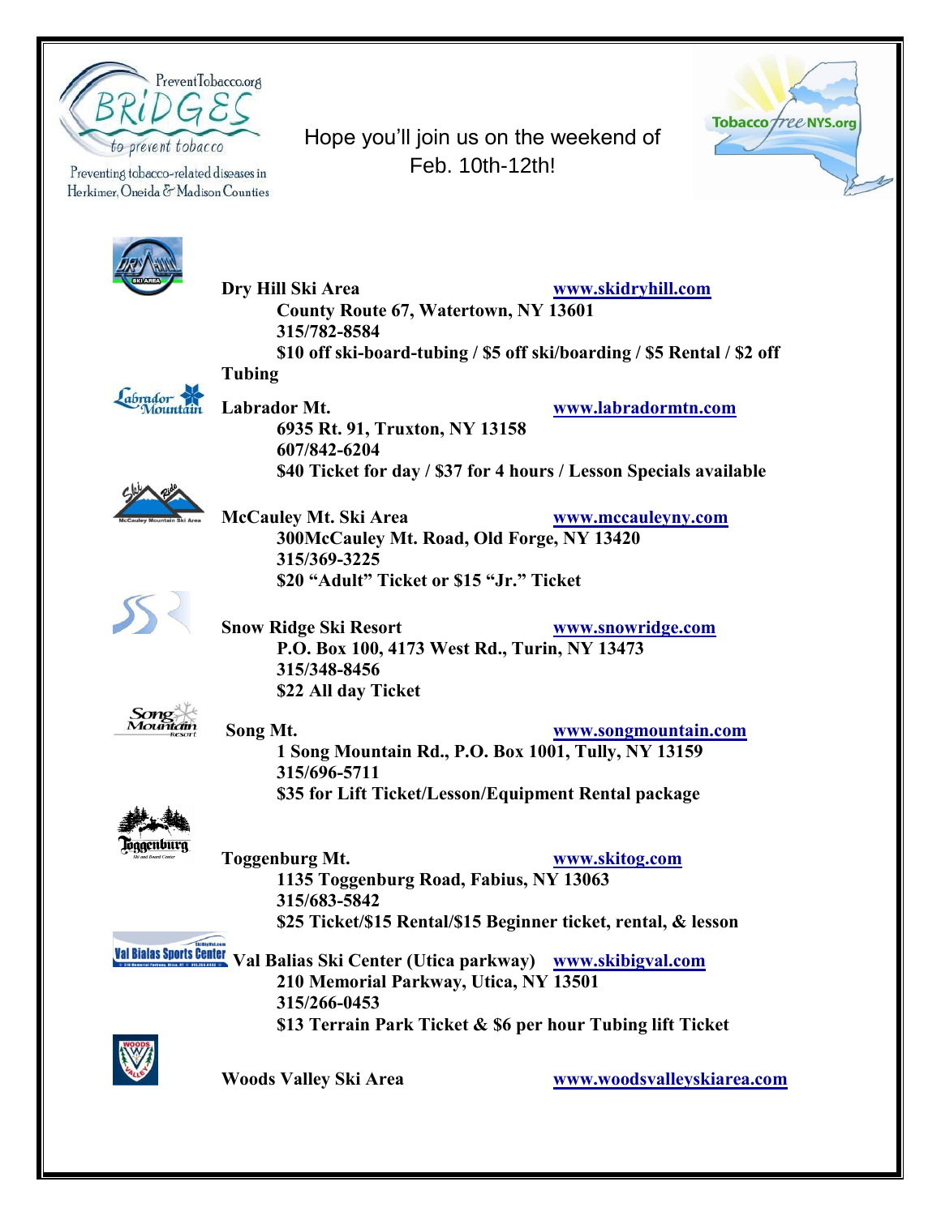PreventTobacco.org BRIDGES to prevent tobacco

Preventing tobacco-related diseases in Herkimer, Oneida & Madison Counties

Hope you'll join us on the weekend of Feb. 10th-12th!

TobaccoFreeNYS.org

**Dry Hill Ski Area** [www.skidryhill.com](http://www.skidryhill.com)
**County Route 67, Watertown, NY 13601**
**315/782-8584**
**$10 off ski-board-tubing / $5 off ski/boarding / $5 Rental / $2 off Tubing**

**Labrador Mt.** [www.labradormtn.com](http://www.labradormtn.com)
**6935 Rt. 91, Truxton, NY 13158**
**607/842-6204**
**$40 Ticket for day / $37 for 4 hours / Lesson Specials available**

**McCauley Mt. Ski Area** [www.mccauleyny.com](http://www.mccauleyny.com)
**300McCauley Mt. Road, Old Forge, NY 13420**
**315/369-3225**
**$20 "Adult" Ticket or $15 "Jr." Ticket**

**Snow Ridge Ski Resort** [www.snowridge.com](http://www.snowridge.com)
**P.O. Box 100, 4173 West Rd., Turin, NY 13473**
**315/348-8456**
**$22 All day Ticket**

**Song Mt.** [www.songmountain.com](http://www.songmountain.com)
**1 Song Mountain Rd., P.O. Box 1001, Tully, NY 13159**
**315/696-5711**
**$35 for Lift Ticket/Lesson/Equipment Rental package**

**Toggenburg Mt.** [www.skitog.com](http://www.skitog.com)
**1135 Toggenburg Road, Fabius, NY 13063**
**315/683-5842**
**$25 Ticket/$15 Rental/$15 Beginner ticket, rental, & lesson**

**Val Balias Ski Center (Utica parkway)** [www.skibigval.com](http://www.skibigval.com)
**210 Memorial Parkway, Utica, NY 13501**
**315/266-0453**
**$13 Terrain Park Ticket & $6 per hour Tubing lift Ticket**

**Woods Valley Ski Area** [www.woodsvalleyskiarea.com](http://www.woodsvalleyskiarea.com)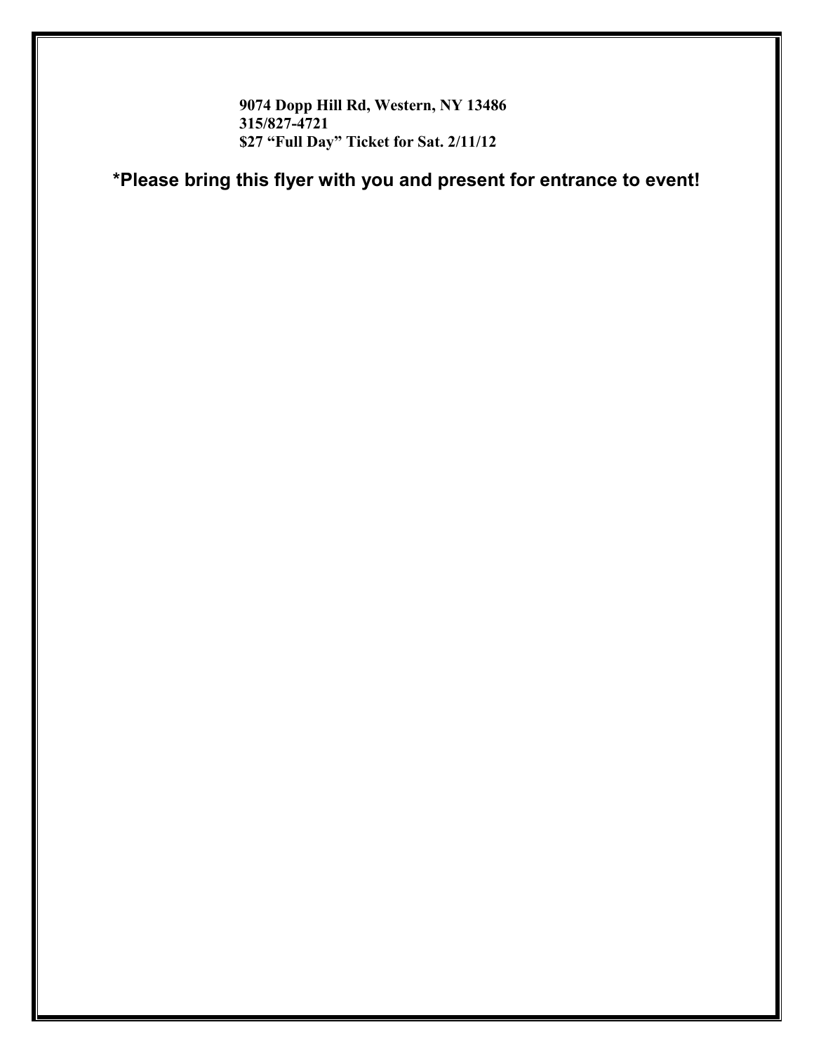**9074 Dopp Hill Rd, Western, NY 13486**
**315/827-4721**
**$27 "Full Day" Ticket for Sat. 2/11/12**

**\*Please bring this flyer with you and present for entrance to event!**